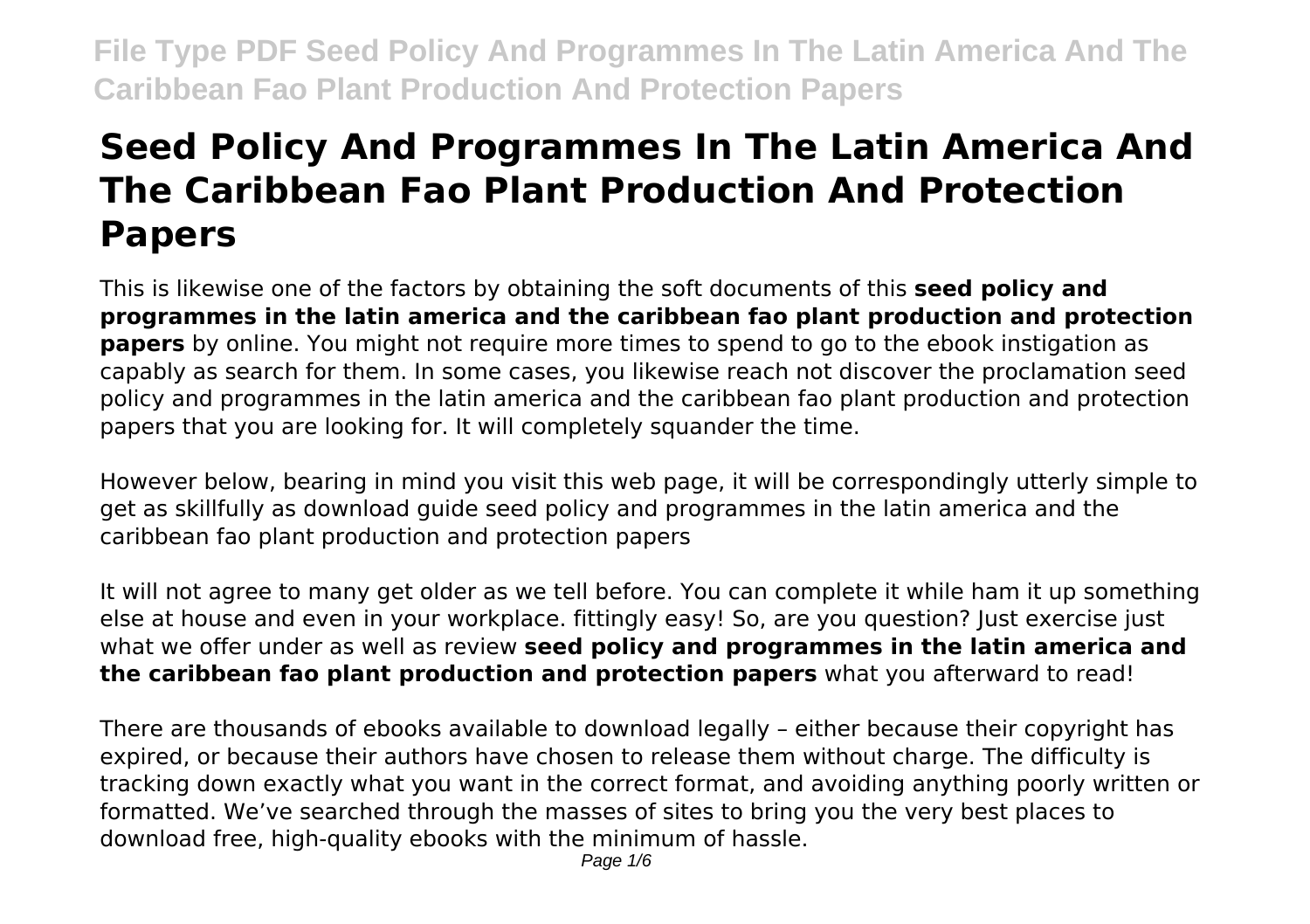# Seed Policy And Programmes In The Latin America And The Caribbean Fao Plant Production And Protection Papers

This is likewise one of the factors by obtaining the soft documents of this **seed policy and programmes in the latin america and the caribbean fao plant production and protection papers** by online. You might not require more times to spend to go to the ebook instigation as capably as search for them. In some cases, you likewise reach not discover the proclamation seed policy and programmes in the latin america and the caribbean fao plant production and protection papers that you are looking for. It will completely squander the time.

However below, bearing in mind you visit this web page, it will be correspondingly utterly simple to get as skillfully as download guide seed policy and programmes in the latin america and the caribbean fao plant production and protection papers

It will not agree to many get older as we tell before. You can complete it while ham it up something else at house and even in your workplace. fittingly easy! So, are you question? Just exercise just what we offer under as well as review **seed policy and programmes in the latin america and the caribbean fao plant production and protection papers** what you afterward to read!

There are thousands of ebooks available to download legally – either because their copyright has expired, or because their authors have chosen to release them without charge. The difficulty is tracking down exactly what you want in the correct format, and avoiding anything poorly written or formatted. We've searched through the masses of sites to bring you the very best places to download free, high-quality ebooks with the minimum of hassle.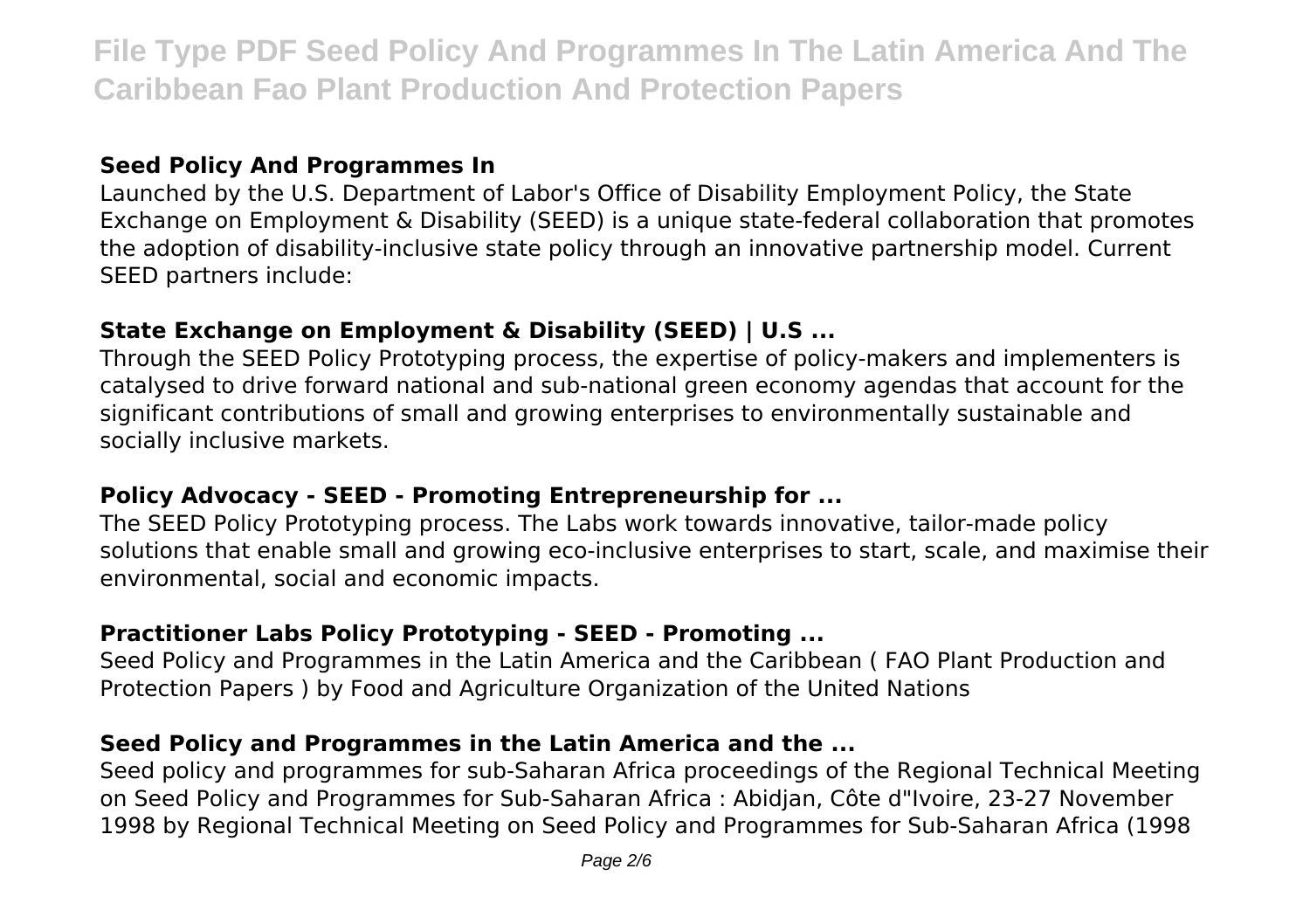### Seed Policy And Programmes In

Launched by the U.S. Department of Labor's Office of Disability Employment Policy, the State Exchange on Employment & Disability (SEED) is a unique state-federal collaboration that promotes the adoption of disability-inclusive state policy through an innovative partnership model. Current SEED partners include:

### State Exchange on Employment & Disability (SEED) | U.S ...

Through the SEED Policy Prototyping process, the expertise of policy-makers and implementers is catalysed to drive forward national and sub-national green economy agendas that account for the significant contributions of small and growing enterprises to environmentally sustainable and socially inclusive markets.

### Policy Advocacy - SEED - Promoting Entrepreneurship for ...

The SEED Policy Prototyping process. The Labs work towards innovative, tailor-made policy solutions that enable small and growing eco-inclusive enterprises to start, scale, and maximise their environmental, social and economic impacts.

### Practitioner Labs Policy Prototyping - SEED - Promoting ...

Seed Policy and Programmes in the Latin America and the Caribbean ( FAO Plant Production and Protection Papers ) by Food and Agriculture Organization of the United Nations

### Seed Policy and Programmes in the Latin America and the ...

Seed policy and programmes for sub-Saharan Africa proceedings of the Regional Technical Meeting on Seed Policy and Programmes for Sub-Saharan Africa : Abidjan, Côte d"Ivoire, 23-27 November 1998 by Regional Technical Meeting on Seed Policy and Programmes for Sub-Saharan Africa (1998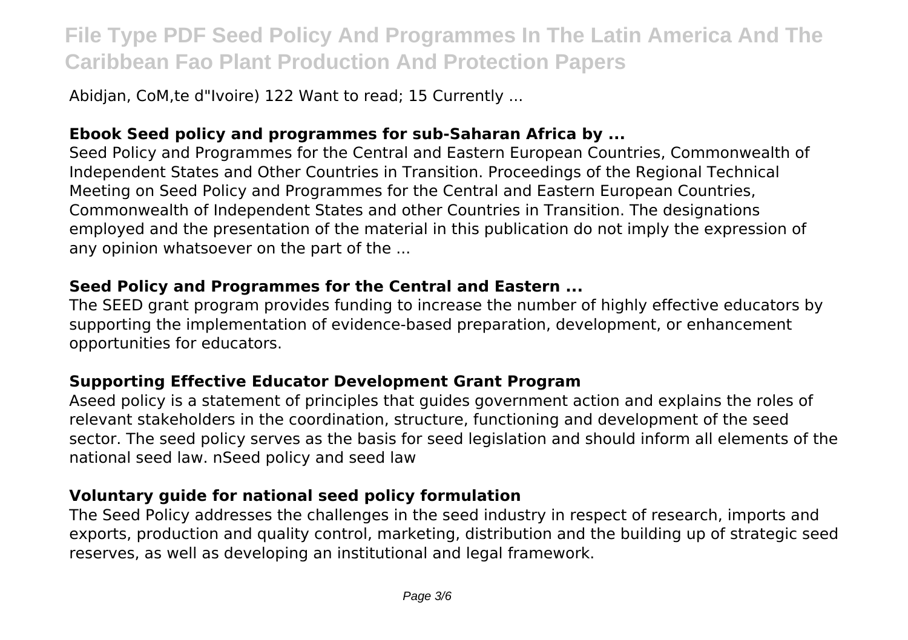Abidjan, CoM,te d"Ivoire) 122 Want to read; 15 Currently ...

### Ebook Seed policy and programmes for sub-Saharan Africa by ...

Seed Policy and Programmes for the Central and Eastern European Countries, Commonwealth of Independent States and Other Countries in Transition. Proceedings of the Regional Technical Meeting on Seed Policy and Programmes for the Central and Eastern European Countries, Commonwealth of Independent States and other Countries in Transition. The designations employed and the presentation of the material in this publication do not imply the expression of any opinion whatsoever on the part of the ...

### Seed Policy and Programmes for the Central and Eastern ...

The SEED grant program provides funding to increase the number of highly effective educators by supporting the implementation of evidence-based preparation, development, or enhancement opportunities for educators.

### Supporting Effective Educator Development Grant Program

Aseed policy is a statement of principles that guides government action and explains the roles of relevant stakeholders in the coordination, structure, functioning and development of the seed sector. The seed policy serves as the basis for seed legislation and should inform all elements of the national seed law. nSeed policy and seed law

### Voluntary guide for national seed policy formulation

The Seed Policy addresses the challenges in the seed industry in respect of research, imports and exports, production and quality control, marketing, distribution and the building up of strategic seed reserves, as well as developing an institutional and legal framework.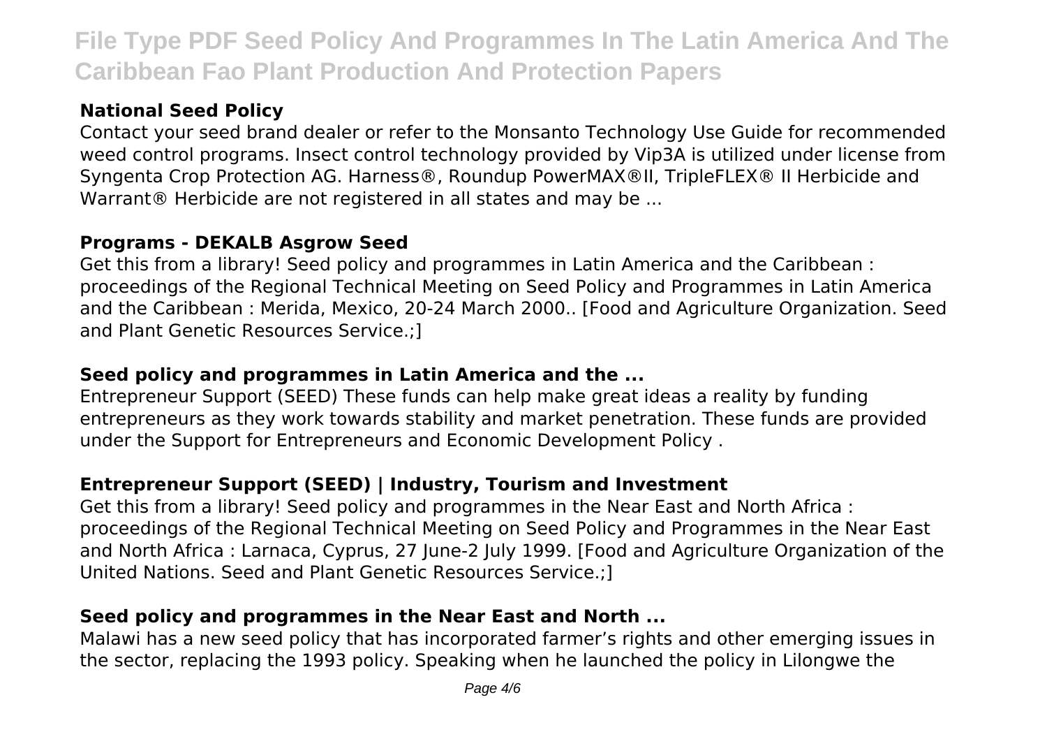### National Seed Policy

Contact your seed brand dealer or refer to the Monsanto Technology Use Guide for recommended weed control programs. Insect control technology provided by Vip3A is utilized under license from Syngenta Crop Protection AG. Harness®, Roundup PowerMAX®II, TripleFLEX® II Herbicide and Warrant® Herbicide are not registered in all states and may be ...

### Programs - DEKALB Asgrow Seed

Get this from a library! Seed policy and programmes in Latin America and the Caribbean : proceedings of the Regional Technical Meeting on Seed Policy and Programmes in Latin America and the Caribbean : Merida, Mexico, 20-24 March 2000.. [Food and Agriculture Organization. Seed and Plant Genetic Resources Service.;]

### Seed policy and programmes in Latin America and the ...

Entrepreneur Support (SEED) These funds can help make great ideas a reality by funding entrepreneurs as they work towards stability and market penetration. These funds are provided under the Support for Entrepreneurs and Economic Development Policy .

### Entrepreneur Support (SEED) | Industry, Tourism and Investment

Get this from a library! Seed policy and programmes in the Near East and North Africa : proceedings of the Regional Technical Meeting on Seed Policy and Programmes in the Near East and North Africa : Larnaca, Cyprus, 27 June-2 July 1999. [Food and Agriculture Organization of the United Nations. Seed and Plant Genetic Resources Service.;]

### Seed policy and programmes in the Near East and North ...

Malawi has a new seed policy that has incorporated farmer's rights and other emerging issues in the sector, replacing the 1993 policy. Speaking when he launched the policy in Lilongwe the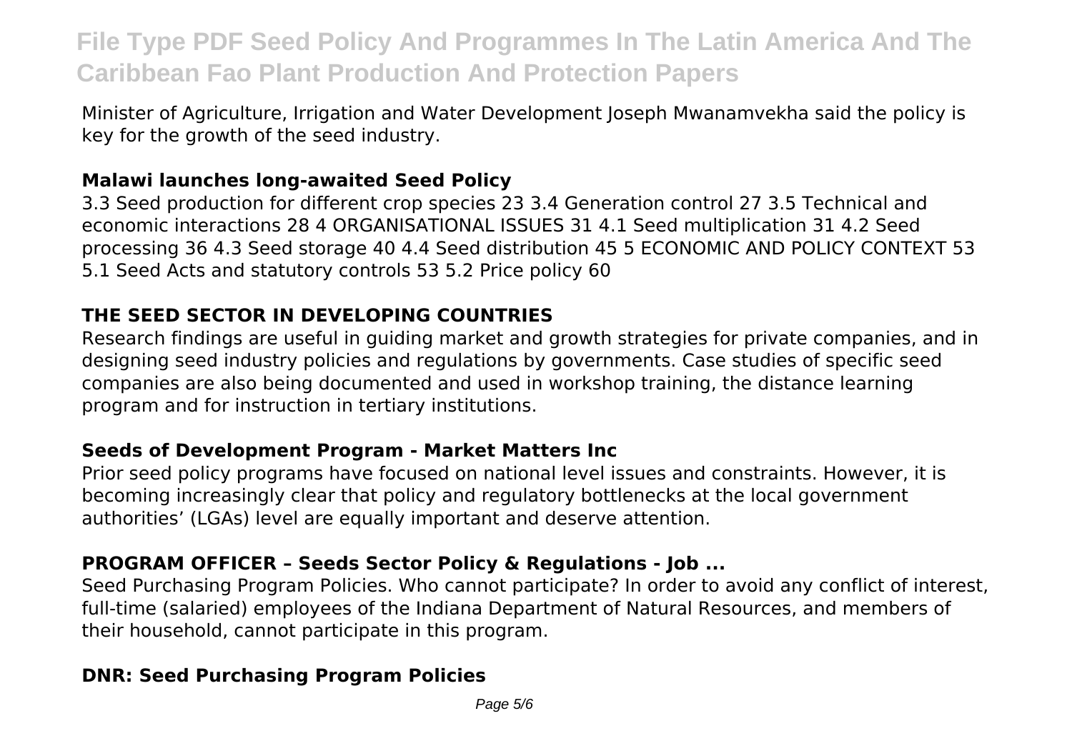Minister of Agriculture, Irrigation and Water Development Joseph Mwanamvekha said the policy is key for the growth of the seed industry.

### Malawi launches long-awaited Seed Policy

3.3 Seed production for different crop species 23 3.4 Generation control 27 3.5 Technical and economic interactions 28 4 ORGANISATIONAL ISSUES 31 4.1 Seed multiplication 31 4.2 Seed processing 36 4.3 Seed storage 40 4.4 Seed distribution 45 5 ECONOMIC AND POLICY CONTEXT 53 5.1 Seed Acts and statutory controls 53 5.2 Price policy 60

### THE SEED SECTOR IN DEVELOPING COUNTRIES

Research findings are useful in guiding market and growth strategies for private companies, and in designing seed industry policies and regulations by governments. Case studies of specific seed companies are also being documented and used in workshop training, the distance learning program and for instruction in tertiary institutions.

### Seeds of Development Program - Market Matters Inc

Prior seed policy programs have focused on national level issues and constraints. However, it is becoming increasingly clear that policy and regulatory bottlenecks at the local government authorities' (LGAs) level are equally important and deserve attention.

### PROGRAM OFFICER – Seeds Sector Policy & Regulations - Job ...

Seed Purchasing Program Policies. Who cannot participate? In order to avoid any conflict of interest, full-time (salaried) employees of the Indiana Department of Natural Resources, and members of their household, cannot participate in this program.

### DNR: Seed Purchasing Program Policies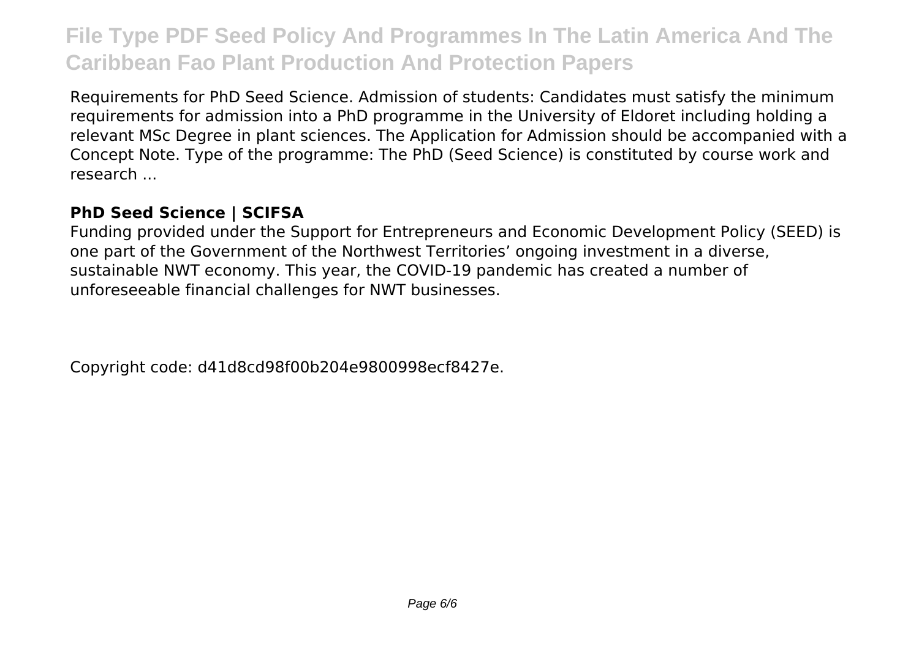Requirements for PhD Seed Science. Admission of students: Candidates must satisfy the minimum requirements for admission into a PhD programme in the University of Eldoret including holding a relevant MSc Degree in plant sciences. The Application for Admission should be accompanied with a Concept Note. Type of the programme: The PhD (Seed Science) is constituted by course work and research ...

**PhD Seed Science | SCIFSA**

Funding provided under the Support for Entrepreneurs and Economic Development Policy (SEED) is one part of the Government of the Northwest Territories' ongoing investment in a diverse, sustainable NWT economy. This year, the COVID-19 pandemic has created a number of unforeseeable financial challenges for NWT businesses.

Copyright code: d41d8cd98f00b204e9800998ecf8427e.